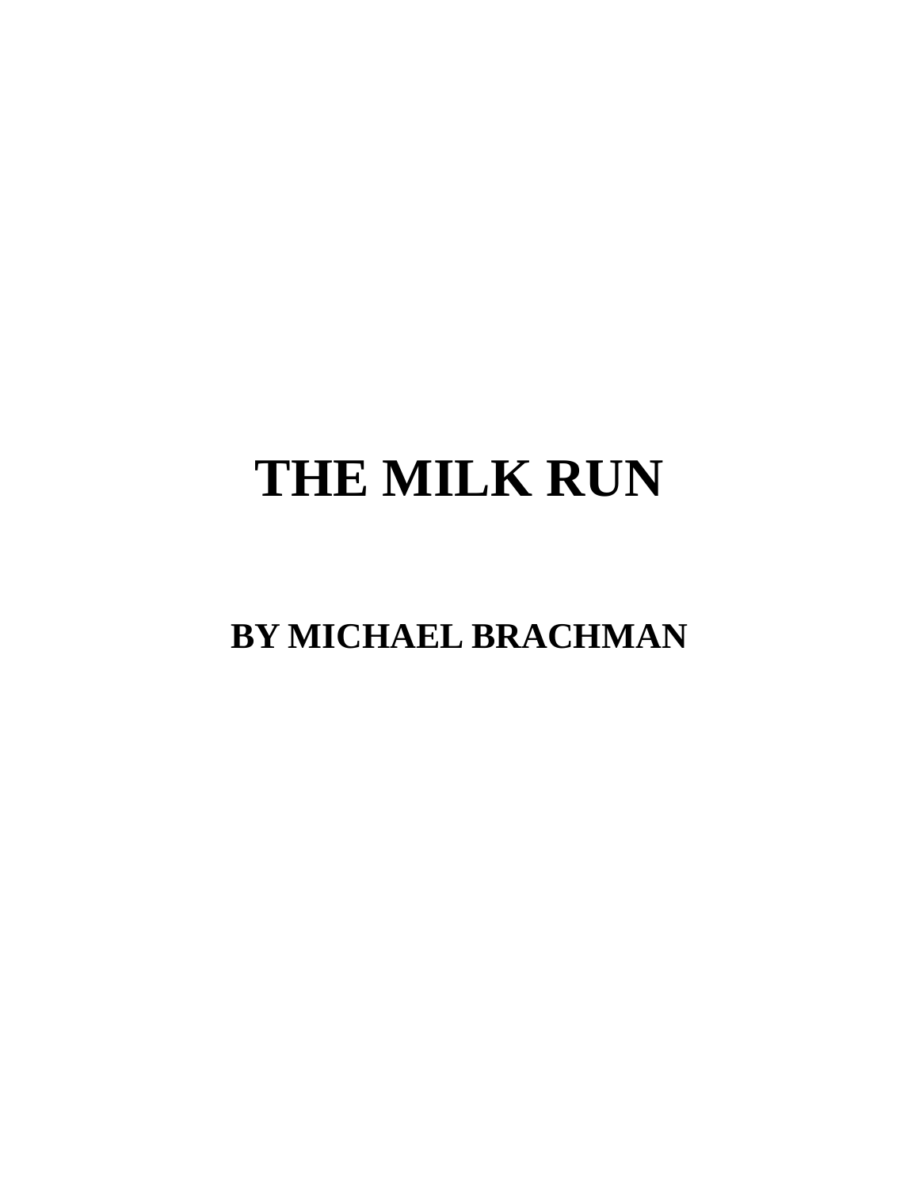# THE MILK RUN

## BY MICHAEL BRACHMAN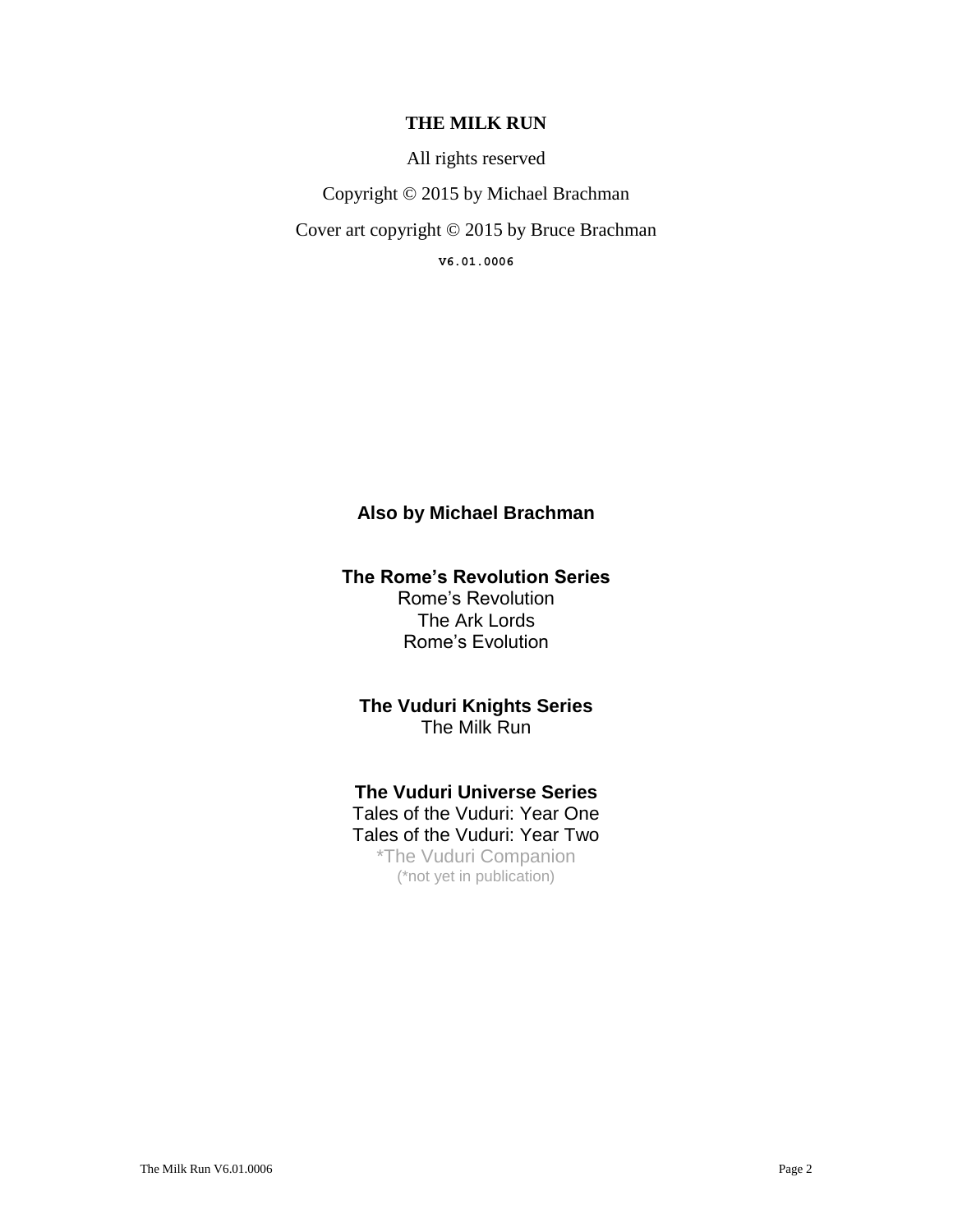**THE MILK RUN**

All rights reserved

Copyright © 2015 by Michael Brachman

Cover art copyright © 2015 by Bruce Brachman

V6.01.0006

## Also by Michael Brachman

**The Rome's Revolution Series**
Rome's Revolution
The Ark Lords
Rome's Evolution

**The Vuduri Knights Series**
The Milk Run

**The Vuduri Universe Series**
Tales of the Vuduri: Year One
Tales of the Vuduri: Year Two
*The Vuduri Companion
(*not yet in publication)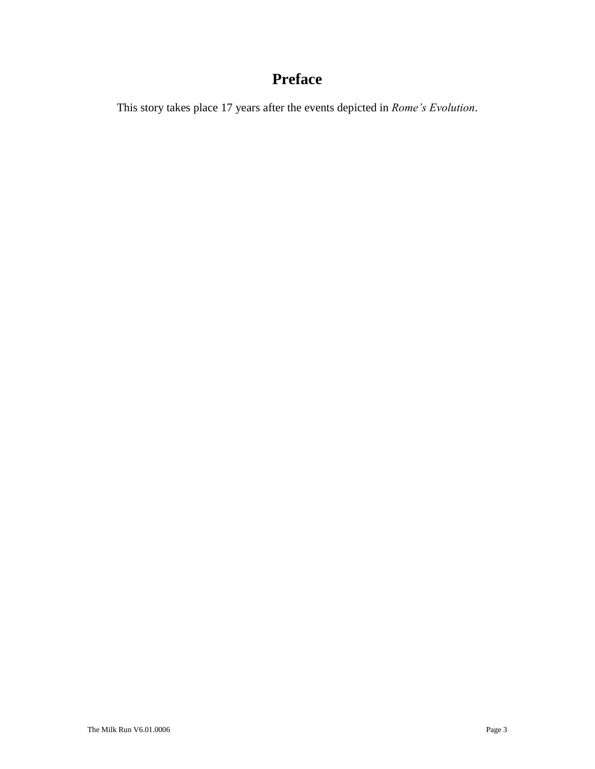# Preface

This story takes place 17 years after the events depicted in *Rome's Evolution*.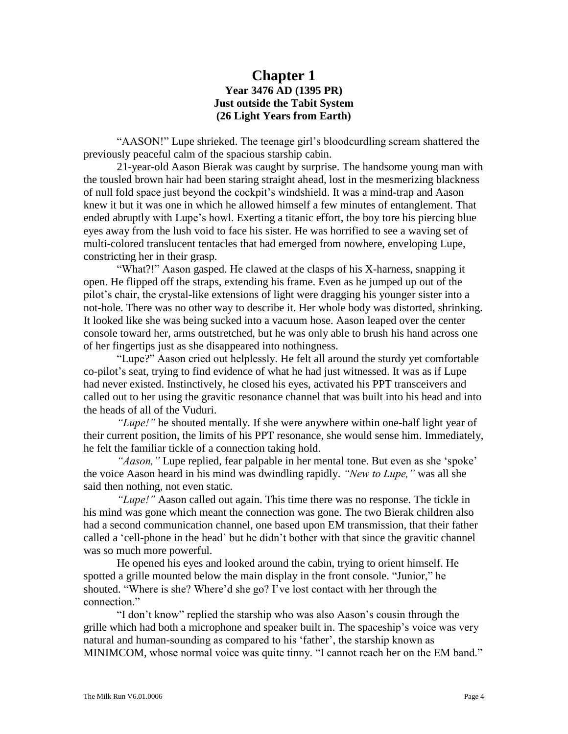# Chapter 1

**Year 3476 AD (1395 PR)**
**Just outside the Tabit System**
**(26 Light Years from Earth)**

"AASON!" Lupe shrieked. The teenage girl's bloodcurdling scream shattered the previously peaceful calm of the spacious starship cabin.

21-year-old Aason Bierak was caught by surprise. The handsome young man with the tousled brown hair had been staring straight ahead, lost in the mesmerizing blackness of null fold space just beyond the cockpit's windshield. It was a mind-trap and Aason knew it but it was one in which he allowed himself a few minutes of entanglement. That ended abruptly with Lupe's howl. Exerting a titanic effort, the boy tore his piercing blue eyes away from the lush void to face his sister. He was horrified to see a waving set of multi-colored translucent tentacles that had emerged from nowhere, enveloping Lupe, constricting her in their grasp.

"What?!" Aason gasped. He clawed at the clasps of his X-harness, snapping it open. He flipped off the straps, extending his frame. Even as he jumped up out of the pilot's chair, the crystal-like extensions of light were dragging his younger sister into a not-hole. There was no other way to describe it. Her whole body was distorted, shrinking. It looked like she was being sucked into a vacuum hose. Aason leaped over the center console toward her, arms outstretched, but he was only able to brush his hand across one of her fingertips just as she disappeared into nothingness.

"Lupe?" Aason cried out helplessly. He felt all around the sturdy yet comfortable co-pilot's seat, trying to find evidence of what he had just witnessed. It was as if Lupe had never existed. Instinctively, he closed his eyes, activated his PPT transceivers and called out to her using the gravitic resonance channel that was built into his head and into the heads of all of the Vuduri.

*"Lupe!"* he shouted mentally. If she were anywhere within one-half light year of their current position, the limits of his PPT resonance, she would sense him. Immediately, he felt the familiar tickle of a connection taking hold.

*"Aason,"* Lupe replied, fear palpable in her mental tone. But even as she 'spoke' the voice Aason heard in his mind was dwindling rapidly. *"New to Lupe,"* was all she said then nothing, not even static.

*"Lupe!"* Aason called out again. This time there was no response. The tickle in his mind was gone which meant the connection was gone. The two Bierak children also had a second communication channel, one based upon EM transmission, that their father called a 'cell-phone in the head' but he didn't bother with that since the gravitic channel was so much more powerful.

He opened his eyes and looked around the cabin, trying to orient himself. He spotted a grille mounted below the main display in the front console. "Junior," he shouted. "Where is she? Where'd she go? I've lost contact with her through the connection."

"I don't know" replied the starship who was also Aason's cousin through the grille which had both a microphone and speaker built in. The spaceship's voice was very natural and human-sounding as compared to his 'father', the starship known as MINIMCOM, whose normal voice was quite tinny. "I cannot reach her on the EM band."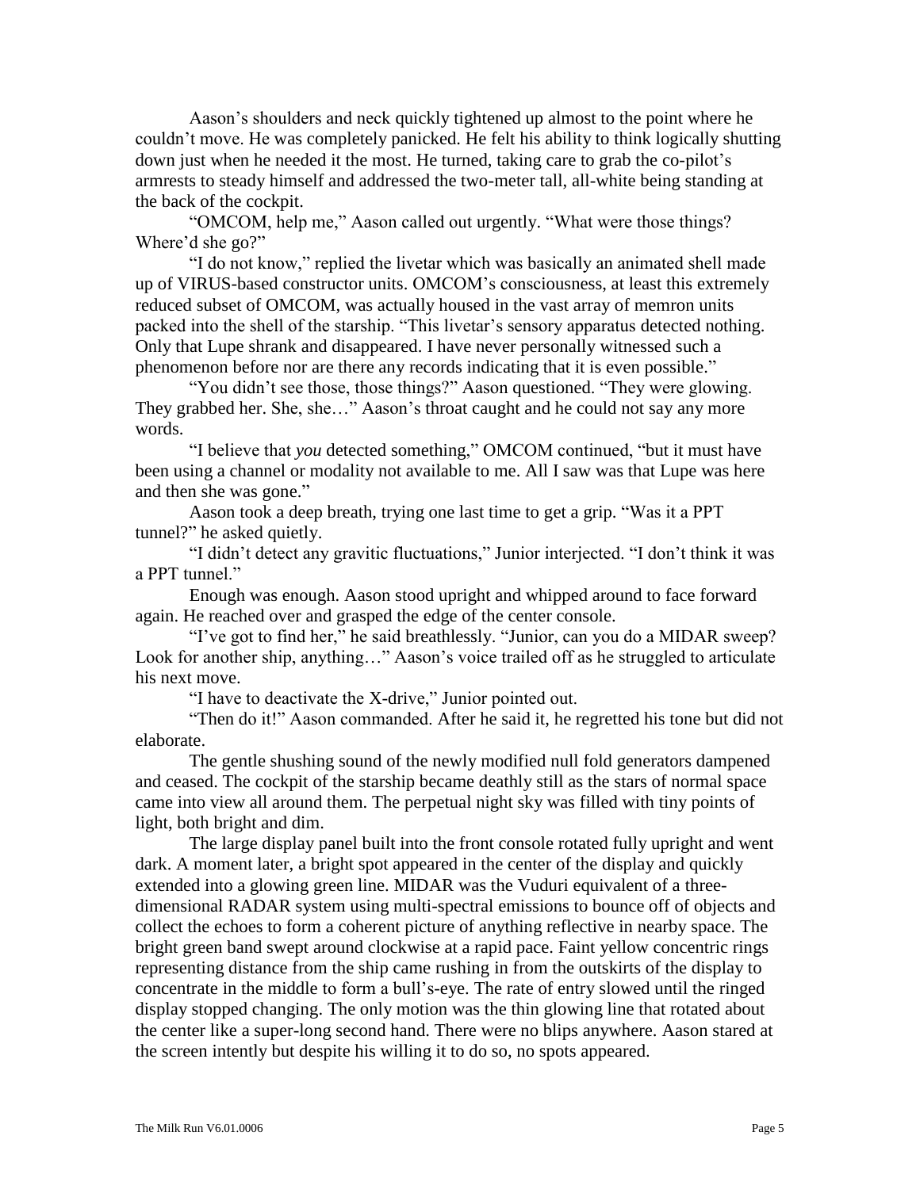Aason's shoulders and neck quickly tightened up almost to the point where he couldn't move. He was completely panicked. He felt his ability to think logically shutting down just when he needed it the most. He turned, taking care to grab the co-pilot's armrests to steady himself and addressed the two-meter tall, all-white being standing at the back of the cockpit.

"OMCOM, help me," Aason called out urgently. "What were those things? Where'd she go?"

"I do not know," replied the livetar which was basically an animated shell made up of VIRUS-based constructor units. OMCOM's consciousness, at least this extremely reduced subset of OMCOM, was actually housed in the vast array of memron units packed into the shell of the starship. "This livetar's sensory apparatus detected nothing. Only that Lupe shrank and disappeared. I have never personally witnessed such a phenomenon before nor are there any records indicating that it is even possible."

"You didn't see those, those things?" Aason questioned. "They were glowing. They grabbed her. She, she…" Aason's throat caught and he could not say any more words.

"I believe that *you* detected something," OMCOM continued, "but it must have been using a channel or modality not available to me. All I saw was that Lupe was here and then she was gone."

Aason took a deep breath, trying one last time to get a grip. "Was it a PPT tunnel?" he asked quietly.

"I didn't detect any gravitic fluctuations," Junior interjected. "I don't think it was a PPT tunnel."

Enough was enough. Aason stood upright and whipped around to face forward again. He reached over and grasped the edge of the center console.

"I've got to find her," he said breathlessly. "Junior, can you do a MIDAR sweep? Look for another ship, anything…" Aason's voice trailed off as he struggled to articulate his next move.

"I have to deactivate the X-drive," Junior pointed out.

"Then do it!" Aason commanded. After he said it, he regretted his tone but did not elaborate.

The gentle shushing sound of the newly modified null fold generators dampened and ceased. The cockpit of the starship became deathly still as the stars of normal space came into view all around them. The perpetual night sky was filled with tiny points of light, both bright and dim.

The large display panel built into the front console rotated fully upright and went dark. A moment later, a bright spot appeared in the center of the display and quickly extended into a glowing green line. MIDAR was the Vuduri equivalent of a three-dimensional RADAR system using multi-spectral emissions to bounce off of objects and collect the echoes to form a coherent picture of anything reflective in nearby space. The bright green band swept around clockwise at a rapid pace. Faint yellow concentric rings representing distance from the ship came rushing in from the outskirts of the display to concentrate in the middle to form a bull's-eye. The rate of entry slowed until the ringed display stopped changing. The only motion was the thin glowing line that rotated about the center like a super-long second hand. There were no blips anywhere. Aason stared at the screen intently but despite his willing it to do so, no spots appeared.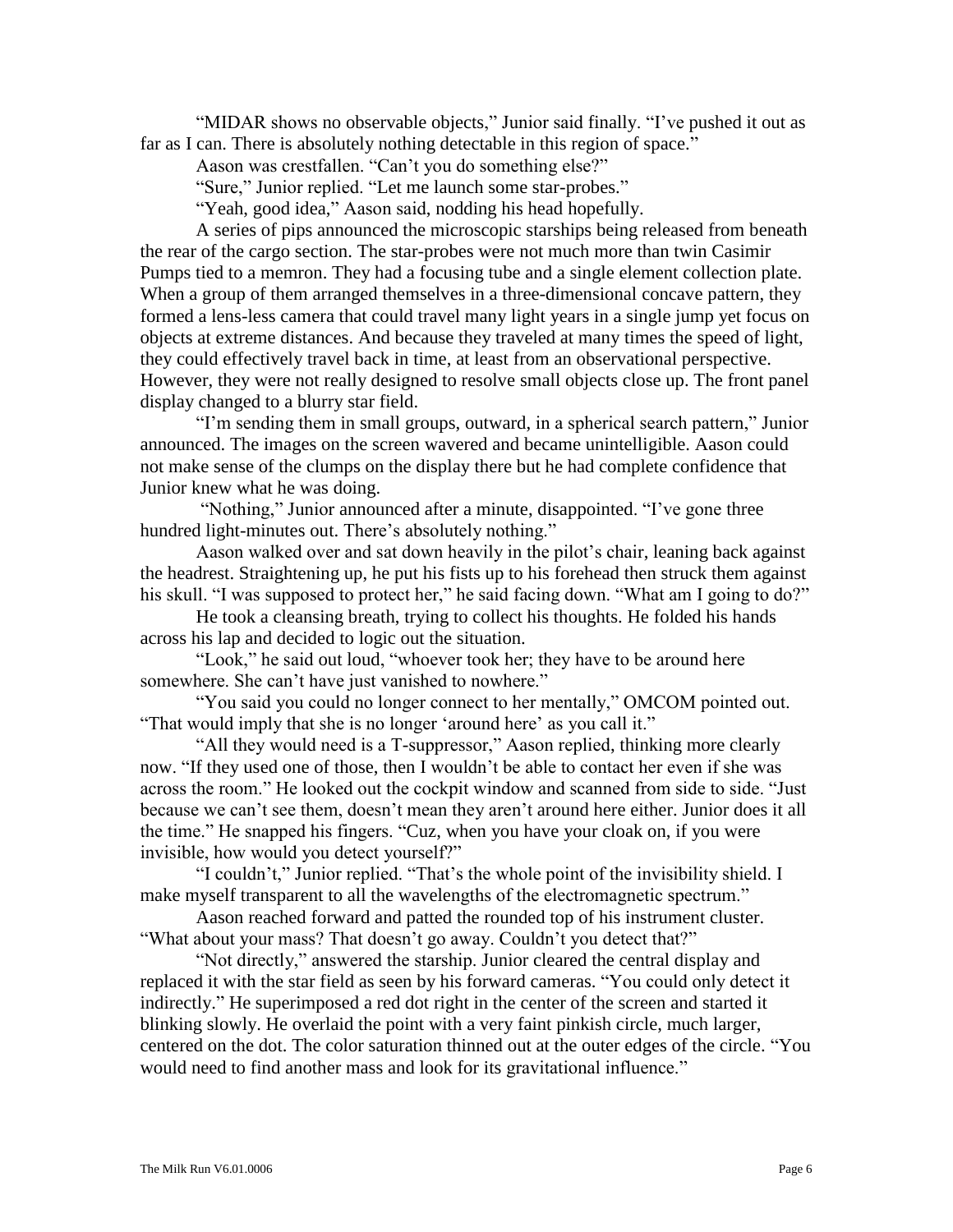"MIDAR shows no observable objects," Junior said finally. "I've pushed it out as far as I can. There is absolutely nothing detectable in this region of space."

Aason was crestfallen. "Can't you do something else?"

"Sure," Junior replied. "Let me launch some star-probes."

"Yeah, good idea," Aason said, nodding his head hopefully.

A series of pips announced the microscopic starships being released from beneath the rear of the cargo section. The star-probes were not much more than twin Casimir Pumps tied to a memron. They had a focusing tube and a single element collection plate. When a group of them arranged themselves in a three-dimensional concave pattern, they formed a lens-less camera that could travel many light years in a single jump yet focus on objects at extreme distances. And because they traveled at many times the speed of light, they could effectively travel back in time, at least from an observational perspective. However, they were not really designed to resolve small objects close up. The front panel display changed to a blurry star field.

"I'm sending them in small groups, outward, in a spherical search pattern," Junior announced. The images on the screen wavered and became unintelligible. Aason could not make sense of the clumps on the display there but he had complete confidence that Junior knew what he was doing.

"Nothing," Junior announced after a minute, disappointed. "I've gone three hundred light-minutes out. There's absolutely nothing."

Aason walked over and sat down heavily in the pilot's chair, leaning back against the headrest. Straightening up, he put his fists up to his forehead then struck them against his skull. "I was supposed to protect her," he said facing down. "What am I going to do?"

He took a cleansing breath, trying to collect his thoughts. He folded his hands across his lap and decided to logic out the situation.

"Look," he said out loud, "whoever took her; they have to be around here somewhere. She can't have just vanished to nowhere."

"You said you could no longer connect to her mentally," OMCOM pointed out. "That would imply that she is no longer 'around here' as you call it."

"All they would need is a T-suppressor," Aason replied, thinking more clearly now. "If they used one of those, then I wouldn't be able to contact her even if she was across the room." He looked out the cockpit window and scanned from side to side. "Just because we can't see them, doesn't mean they aren't around here either. Junior does it all the time." He snapped his fingers. "Cuz, when you have your cloak on, if you were invisible, how would you detect yourself?"

"I couldn't," Junior replied. "That's the whole point of the invisibility shield. I make myself transparent to all the wavelengths of the electromagnetic spectrum."

Aason reached forward and patted the rounded top of his instrument cluster. "What about your mass? That doesn't go away. Couldn't you detect that?"

"Not directly," answered the starship. Junior cleared the central display and replaced it with the star field as seen by his forward cameras. "You could only detect it indirectly." He superimposed a red dot right in the center of the screen and started it blinking slowly. He overlaid the point with a very faint pinkish circle, much larger, centered on the dot. The color saturation thinned out at the outer edges of the circle. "You would need to find another mass and look for its gravitational influence."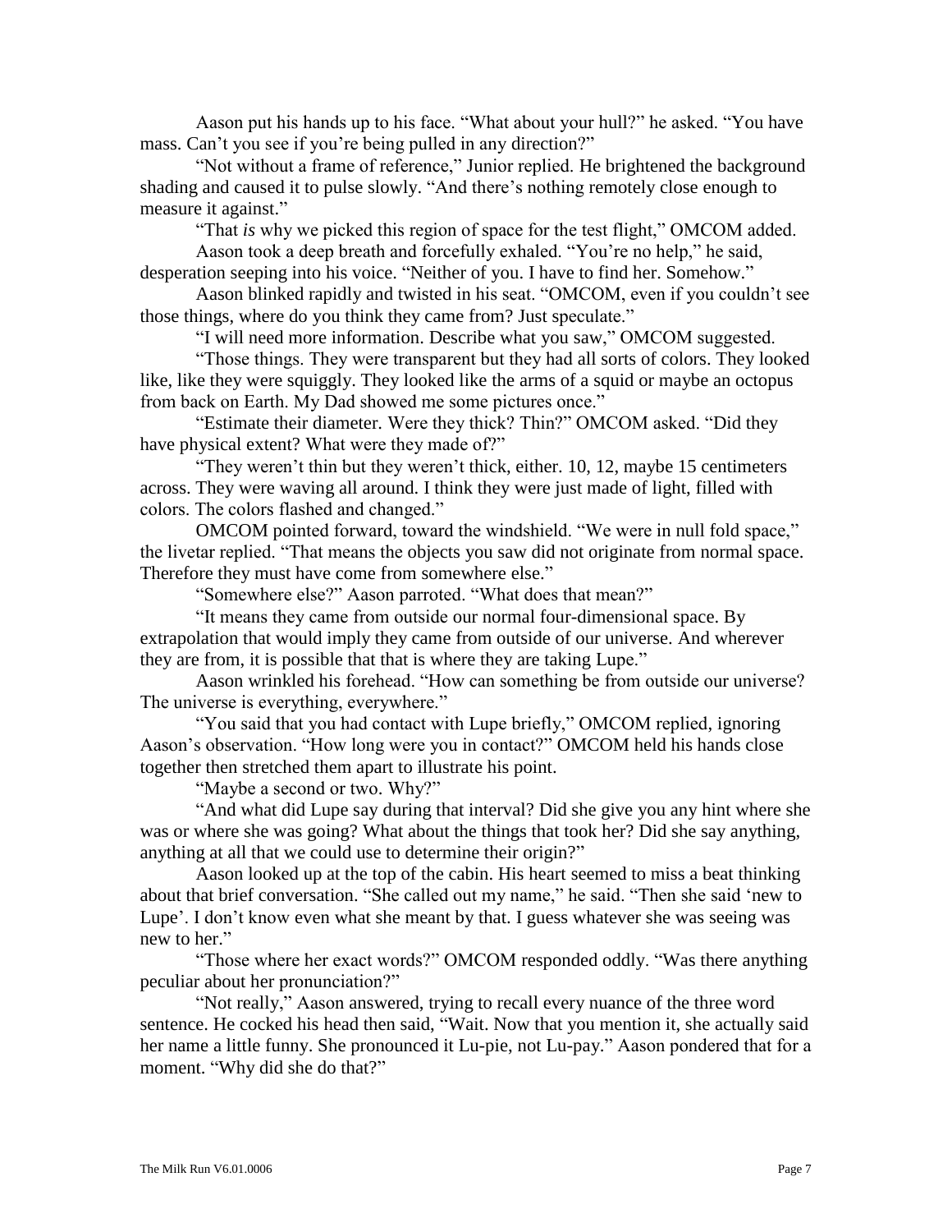Aason put his hands up to his face. "What about your hull?" he asked. "You have mass. Can't you see if you're being pulled in any direction?"

"Not without a frame of reference," Junior replied. He brightened the background shading and caused it to pulse slowly. "And there's nothing remotely close enough to measure it against."

"That *is* why we picked this region of space for the test flight," OMCOM added.

Aason took a deep breath and forcefully exhaled. "You're no help," he said, desperation seeping into his voice. "Neither of you. I have to find her. Somehow."

Aason blinked rapidly and twisted in his seat. "OMCOM, even if you couldn't see those things, where do you think they came from? Just speculate."

"I will need more information. Describe what you saw," OMCOM suggested.

"Those things. They were transparent but they had all sorts of colors. They looked like, like they were squiggly. They looked like the arms of a squid or maybe an octopus from back on Earth. My Dad showed me some pictures once."

"Estimate their diameter. Were they thick? Thin?" OMCOM asked. "Did they have physical extent? What were they made of?"

"They weren't thin but they weren't thick, either. 10, 12, maybe 15 centimeters across. They were waving all around. I think they were just made of light, filled with colors. The colors flashed and changed."

OMCOM pointed forward, toward the windshield. "We were in null fold space," the livetar replied. "That means the objects you saw did not originate from normal space. Therefore they must have come from somewhere else."

"Somewhere else?" Aason parroted. "What does that mean?"

"It means they came from outside our normal four-dimensional space. By extrapolation that would imply they came from outside of our universe. And wherever they are from, it is possible that that is where they are taking Lupe."

Aason wrinkled his forehead. "How can something be from outside our universe? The universe is everything, everywhere."

"You said that you had contact with Lupe briefly," OMCOM replied, ignoring Aason's observation. "How long were you in contact?" OMCOM held his hands close together then stretched them apart to illustrate his point.

"Maybe a second or two. Why?"

"And what did Lupe say during that interval? Did she give you any hint where she was or where she was going? What about the things that took her? Did she say anything, anything at all that we could use to determine their origin?"

Aason looked up at the top of the cabin. His heart seemed to miss a beat thinking about that brief conversation. "She called out my name," he said. "Then she said 'new to Lupe'. I don't know even what she meant by that. I guess whatever she was seeing was new to her."

"Those where her exact words?" OMCOM responded oddly. "Was there anything peculiar about her pronunciation?"

"Not really," Aason answered, trying to recall every nuance of the three word sentence. He cocked his head then said, "Wait. Now that you mention it, she actually said her name a little funny. She pronounced it Lu-pie, not Lu-pay." Aason pondered that for a moment. "Why did she do that?"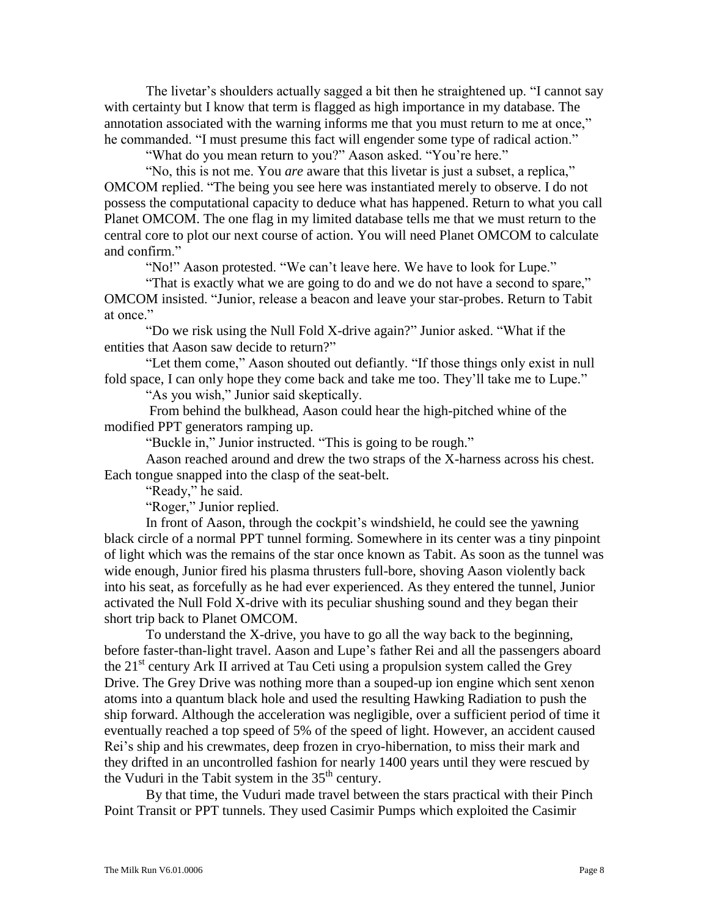The livetar's shoulders actually sagged a bit then he straightened up. "I cannot say with certainty but I know that term is flagged as high importance in my database. The annotation associated with the warning informs me that you must return to me at once," he commanded. "I must presume this fact will engender some type of radical action."

"What do you mean return to you?" Aason asked. "You're here."

"No, this is not me. You *are* aware that this livetar is just a subset, a replica," OMCOM replied. "The being you see here was instantiated merely to observe. I do not possess the computational capacity to deduce what has happened. Return to what you call Planet OMCOM. The one flag in my limited database tells me that we must return to the central core to plot our next course of action. You will need Planet OMCOM to calculate and confirm."

"No!" Aason protested. "We can't leave here. We have to look for Lupe."

"That is exactly what we are going to do and we do not have a second to spare," OMCOM insisted. "Junior, release a beacon and leave your star-probes. Return to Tabit at once."

"Do we risk using the Null Fold X-drive again?" Junior asked. "What if the entities that Aason saw decide to return?"

"Let them come," Aason shouted out defiantly. "If those things only exist in null fold space, I can only hope they come back and take me too. They'll take me to Lupe."

"As you wish," Junior said skeptically.

From behind the bulkhead, Aason could hear the high-pitched whine of the modified PPT generators ramping up.

"Buckle in," Junior instructed. "This is going to be rough."

Aason reached around and drew the two straps of the X-harness across his chest. Each tongue snapped into the clasp of the seat-belt.

"Ready," he said.

"Roger," Junior replied.

In front of Aason, through the cockpit's windshield, he could see the yawning black circle of a normal PPT tunnel forming. Somewhere in its center was a tiny pinpoint of light which was the remains of the star once known as Tabit. As soon as the tunnel was wide enough, Junior fired his plasma thrusters full-bore, shoving Aason violently back into his seat, as forcefully as he had ever experienced. As they entered the tunnel, Junior activated the Null Fold X-drive with its peculiar shushing sound and they began their short trip back to Planet OMCOM.

To understand the X-drive, you have to go all the way back to the beginning, before faster-than-light travel. Aason and Lupe's father Rei and all the passengers aboard the 21st century Ark II arrived at Tau Ceti using a propulsion system called the Grey Drive. The Grey Drive was nothing more than a souped-up ion engine which sent xenon atoms into a quantum black hole and used the resulting Hawking Radiation to push the ship forward. Although the acceleration was negligible, over a sufficient period of time it eventually reached a top speed of 5% of the speed of light. However, an accident caused Rei's ship and his crewmates, deep frozen in cryo-hibernation, to miss their mark and they drifted in an uncontrolled fashion for nearly 1400 years until they were rescued by the Vuduri in the Tabit system in the 35th century.

By that time, the Vuduri made travel between the stars practical with their Pinch Point Transit or PPT tunnels. They used Casimir Pumps which exploited the Casimir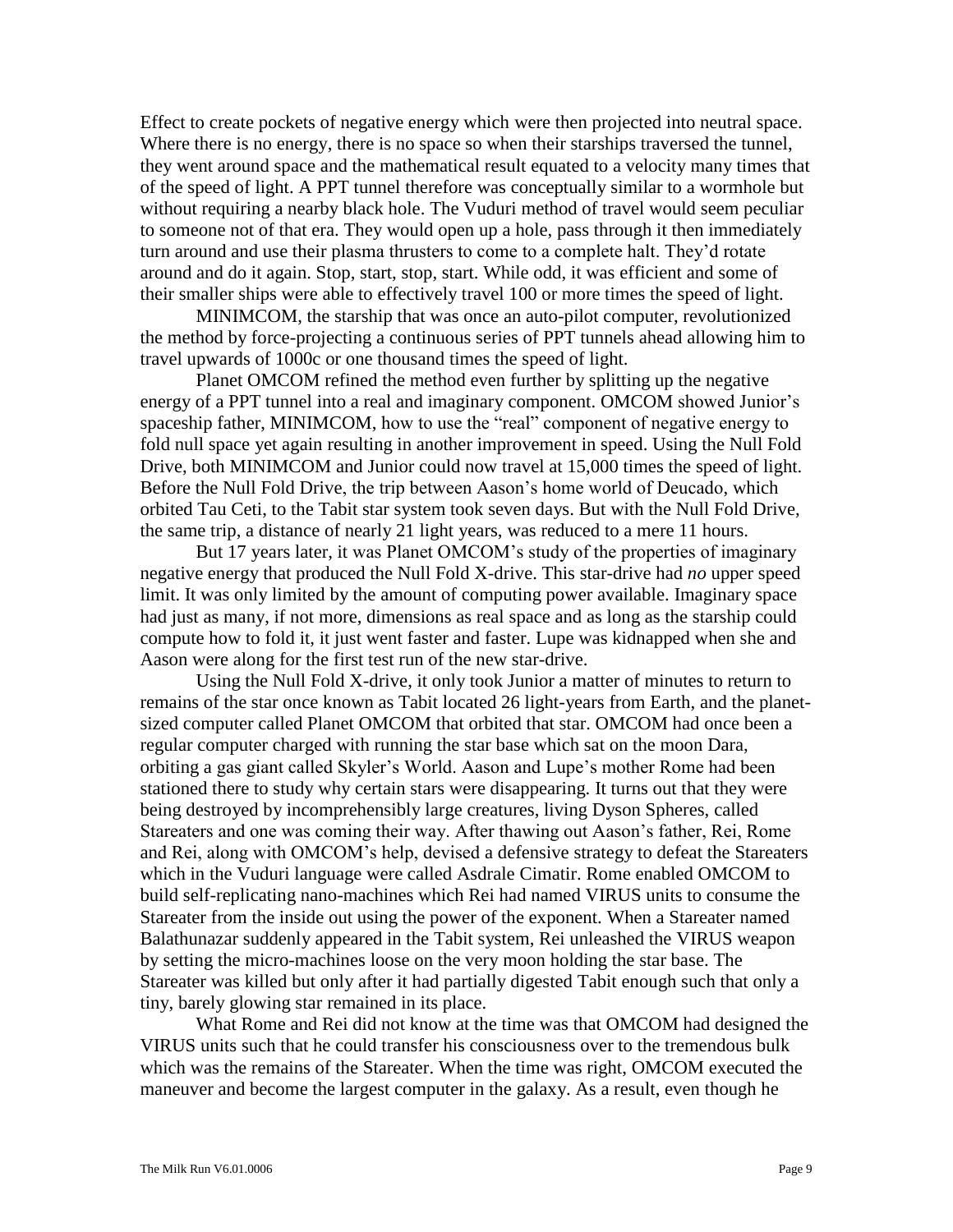Effect to create pockets of negative energy which were then projected into neutral space. Where there is no energy, there is no space so when their starships traversed the tunnel, they went around space and the mathematical result equated to a velocity many times that of the speed of light. A PPT tunnel therefore was conceptually similar to a wormhole but without requiring a nearby black hole. The Vuduri method of travel would seem peculiar to someone not of that era. They would open up a hole, pass through it then immediately turn around and use their plasma thrusters to come to a complete halt. They'd rotate around and do it again. Stop, start, stop, start. While odd, it was efficient and some of their smaller ships were able to effectively travel 100 or more times the speed of light.

MINIMCOM, the starship that was once an auto-pilot computer, revolutionized the method by force-projecting a continuous series of PPT tunnels ahead allowing him to travel upwards of 1000c or one thousand times the speed of light.

Planet OMCOM refined the method even further by splitting up the negative energy of a PPT tunnel into a real and imaginary component. OMCOM showed Junior's spaceship father, MINIMCOM, how to use the "real" component of negative energy to fold null space yet again resulting in another improvement in speed. Using the Null Fold Drive, both MINIMCOM and Junior could now travel at 15,000 times the speed of light. Before the Null Fold Drive, the trip between Aason's home world of Deucado, which orbited Tau Ceti, to the Tabit star system took seven days. But with the Null Fold Drive, the same trip, a distance of nearly 21 light years, was reduced to a mere 11 hours.

But 17 years later, it was Planet OMCOM's study of the properties of imaginary negative energy that produced the Null Fold X-drive. This star-drive had *no* upper speed limit. It was only limited by the amount of computing power available. Imaginary space had just as many, if not more, dimensions as real space and as long as the starship could compute how to fold it, it just went faster and faster. Lupe was kidnapped when she and Aason were along for the first test run of the new star-drive.

Using the Null Fold X-drive, it only took Junior a matter of minutes to return to remains of the star once known as Tabit located 26 light-years from Earth, and the planet-sized computer called Planet OMCOM that orbited that star. OMCOM had once been a regular computer charged with running the star base which sat on the moon Dara, orbiting a gas giant called Skyler's World. Aason and Lupe's mother Rome had been stationed there to study why certain stars were disappearing. It turns out that they were being destroyed by incomprehensibly large creatures, living Dyson Spheres, called Stareaters and one was coming their way. After thawing out Aason's father, Rei, Rome and Rei, along with OMCOM's help, devised a defensive strategy to defeat the Stareaters which in the Vuduri language were called Asdrale Cimatir. Rome enabled OMCOM to build self-replicating nano-machines which Rei had named VIRUS units to consume the Stareater from the inside out using the power of the exponent. When a Stareater named Balathunazar suddenly appeared in the Tabit system, Rei unleashed the VIRUS weapon by setting the micro-machines loose on the very moon holding the star base. The Stareater was killed but only after it had partially digested Tabit enough such that only a tiny, barely glowing star remained in its place.

What Rome and Rei did not know at the time was that OMCOM had designed the VIRUS units such that he could transfer his consciousness over to the tremendous bulk which was the remains of the Stareater. When the time was right, OMCOM executed the maneuver and become the largest computer in the galaxy. As a result, even though he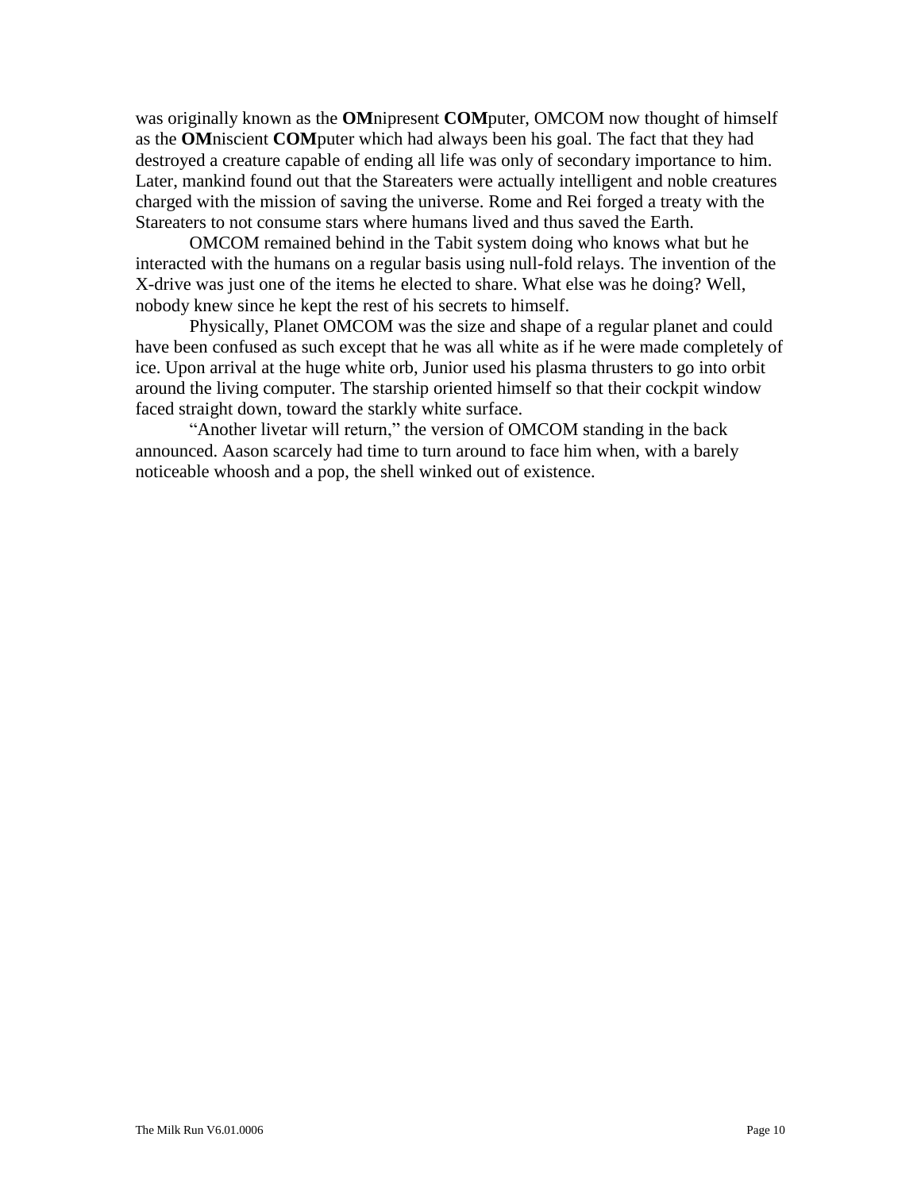was originally known as the **OM**nipresent **COM**puter, OMCOM now thought of himself as the **OM**niscient **COM**puter which had always been his goal. The fact that they had destroyed a creature capable of ending all life was only of secondary importance to him. Later, mankind found out that the Stareaters were actually intelligent and noble creatures charged with the mission of saving the universe. Rome and Rei forged a treaty with the Stareaters to not consume stars where humans lived and thus saved the Earth.

OMCOM remained behind in the Tabit system doing who knows what but he interacted with the humans on a regular basis using null-fold relays. The invention of the X-drive was just one of the items he elected to share. What else was he doing? Well, nobody knew since he kept the rest of his secrets to himself.

Physically, Planet OMCOM was the size and shape of a regular planet and could have been confused as such except that he was all white as if he were made completely of ice. Upon arrival at the huge white orb, Junior used his plasma thrusters to go into orbit around the living computer. The starship oriented himself so that their cockpit window faced straight down, toward the starkly white surface.

"Another livetar will return," the version of OMCOM standing in the back announced. Aason scarcely had time to turn around to face him when, with a barely noticeable whoosh and a pop, the shell winked out of existence.